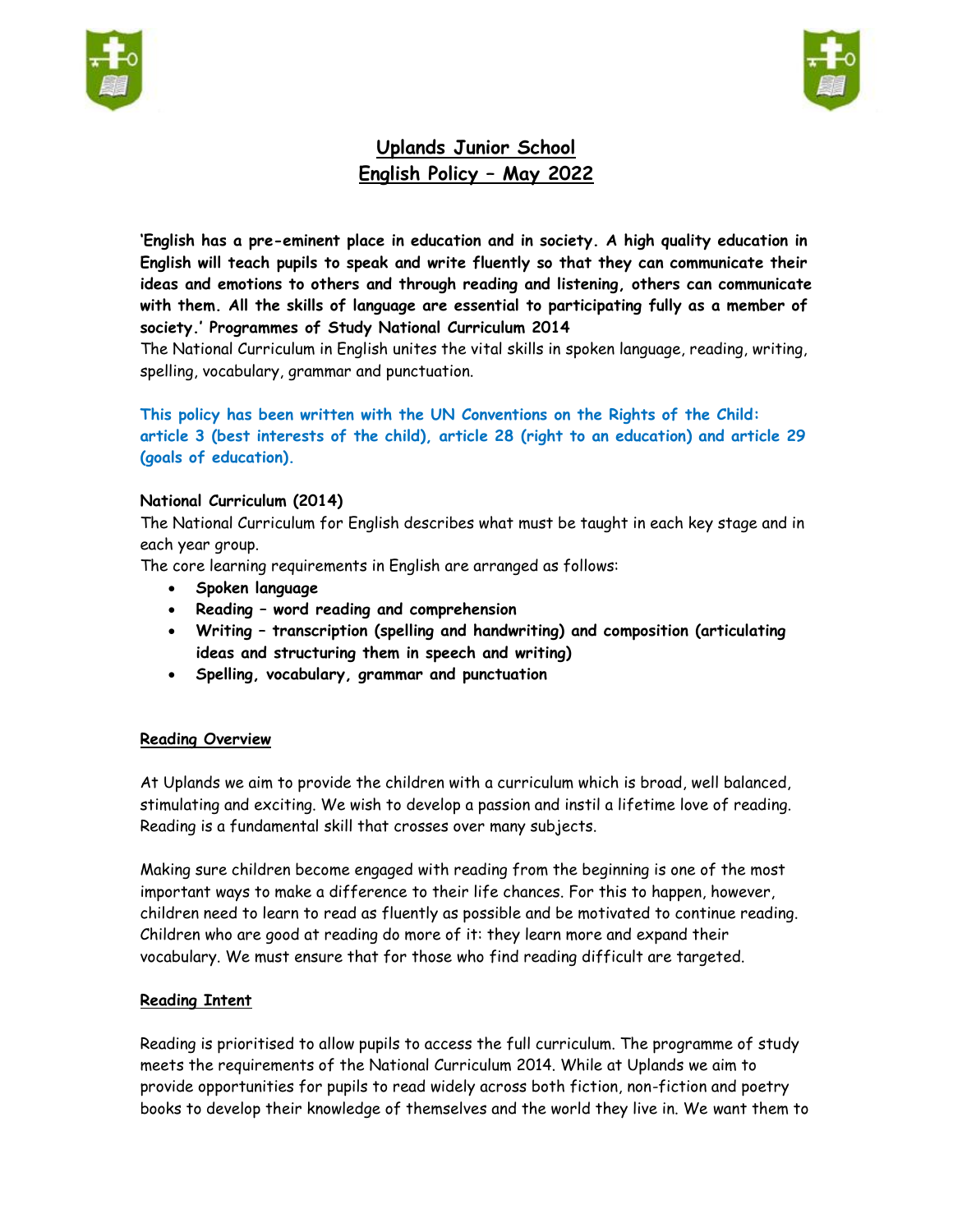# Uplands Junior School
## English Policy – May 2022

**'English has a pre-eminent place in education and in society. A high quality education in English will teach pupils to speak and write fluently so that they can communicate their ideas and emotions to others and through reading and listening, others can communicate with them. All the skills of language are essential to participating fully as a member of society.' Programmes of Study National Curriculum 2014**

The National Curriculum in English unites the vital skills in spoken language, reading, writing, spelling, vocabulary, grammar and punctuation.

**This policy has been written with the UN Conventions on the Rights of the Child: article 3 (best interests of the child), article 28 (right to an education) and article 29 (goals of education).**

**National Curriculum (2014)**

The National Curriculum for English describes what must be taught in each key stage and in each year group.

The core learning requirements in English are arranged as follows:

- **Spoken language**
- **Reading – word reading and comprehension**
- **Writing – transcription (spelling and handwriting) and composition (articulating ideas and structuring them in speech and writing)**
- **Spelling, vocabulary, grammar and punctuation**

### Reading Overview

At Uplands we aim to provide the children with a curriculum which is broad, well balanced, stimulating and exciting. We wish to develop a passion and instil a lifetime love of reading. Reading is a fundamental skill that crosses over many subjects.

Making sure children become engaged with reading from the beginning is one of the most important ways to make a difference to their life chances. For this to happen, however, children need to learn to read as fluently as possible and be motivated to continue reading. Children who are good at reading do more of it: they learn more and expand their vocabulary. We must ensure that for those who find reading difficult are targeted.

### Reading Intent

Reading is prioritised to allow pupils to access the full curriculum. The programme of study meets the requirements of the National Curriculum 2014. While at Uplands we aim to provide opportunities for pupils to read widely across both fiction, non-fiction and poetry books to develop their knowledge of themselves and the world they live in. We want them to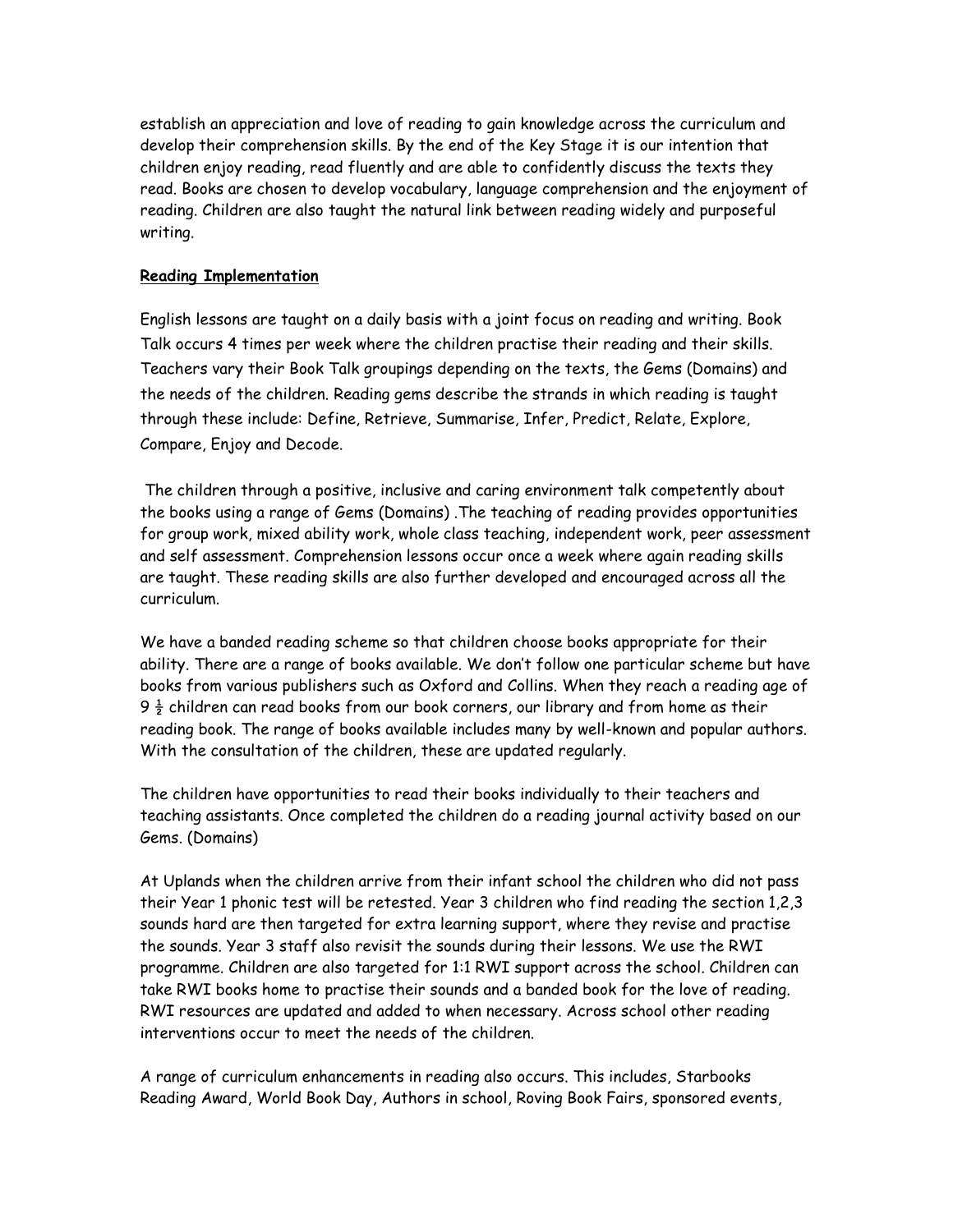establish an appreciation and love of reading to gain knowledge across the curriculum and develop their comprehension skills. By the end of the Key Stage it is our intention that children enjoy reading, read fluently and are able to confidently discuss the texts they read. Books are chosen to develop vocabulary, language comprehension and the enjoyment of reading. Children are also taught the natural link between reading widely and purposeful writing.

**Reading Implementation**

English lessons are taught on a daily basis with a joint focus on reading and writing. Book Talk occurs 4 times per week where the children practise their reading and their skills. Teachers vary their Book Talk groupings depending on the texts, the Gems (Domains) and the needs of the children. Reading gems describe the strands in which reading is taught through these include: Define, Retrieve, Summarise, Infer, Predict, Relate, Explore, Compare, Enjoy and Decode.

The children through a positive, inclusive and caring environment talk competently about the books using a range of Gems (Domains) .The teaching of reading provides opportunities for group work, mixed ability work, whole class teaching, independent work, peer assessment and self assessment. Comprehension lessons occur once a week where again reading skills are taught. These reading skills are also further developed and encouraged across all the curriculum.

We have a banded reading scheme so that children choose books appropriate for their ability. There are a range of books available. We don't follow one particular scheme but have books from various publishers such as Oxford and Collins. When they reach a reading age of 9 ½ children can read books from our book corners, our library and from home as their reading book. The range of books available includes many by well-known and popular authors. With the consultation of the children, these are updated regularly.

The children have opportunities to read their books individually to their teachers and teaching assistants. Once completed the children do a reading journal activity based on our Gems. (Domains)

At Uplands when the children arrive from their infant school the children who did not pass their Year 1 phonic test will be retested. Year 3 children who find reading the section 1,2,3 sounds hard are then targeted for extra learning support, where they revise and practise the sounds. Year 3 staff also revisit the sounds during their lessons. We use the RWI programme. Children are also targeted for 1:1 RWI support across the school. Children can take RWI books home to practise their sounds and a banded book for the love of reading. RWI resources are updated and added to when necessary. Across school other reading interventions occur to meet the needs of the children.

A range of curriculum enhancements in reading also occurs. This includes, Starbooks Reading Award, World Book Day, Authors in school, Roving Book Fairs, sponsored events,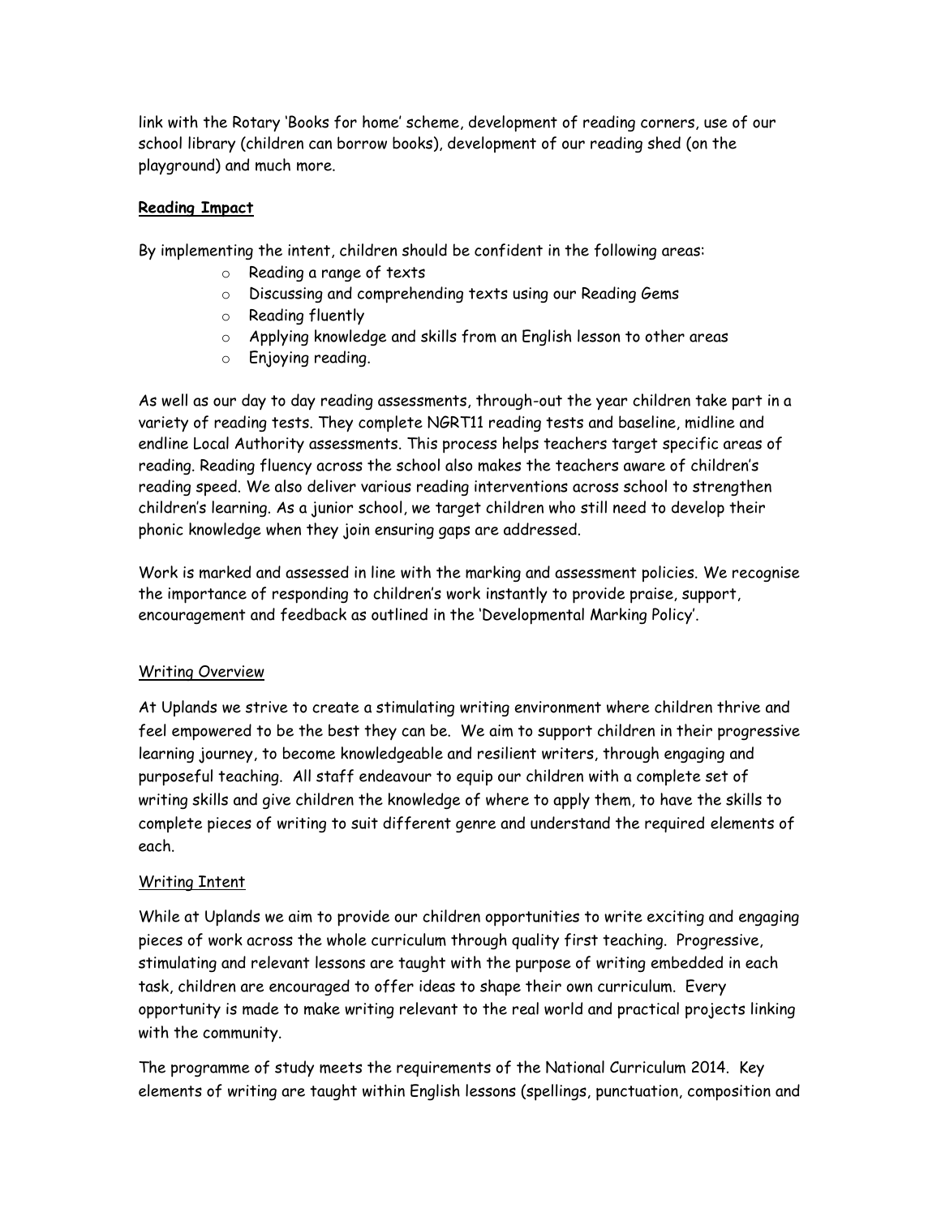link with the Rotary 'Books for home' scheme, development of reading corners, use of our school library (children can borrow books), development of our reading shed (on the playground) and much more.

**Reading Impact**

By implementing the intent, children should be confident in the following areas:

- Reading a range of texts
- Discussing and comprehending texts using our Reading Gems
- Reading fluently
- Applying knowledge and skills from an English lesson to other areas
- Enjoying reading.

As well as our day to day reading assessments, through-out the year children take part in a variety of reading tests. They complete NGRT11 reading tests and baseline, midline and endline Local Authority assessments. This process helps teachers target specific areas of reading. Reading fluency across the school also makes the teachers aware of children's reading speed. We also deliver various reading interventions across school to strengthen children's learning. As a junior school, we target children who still need to develop their phonic knowledge when they join ensuring gaps are addressed.

Work is marked and assessed in line with the marking and assessment policies. We recognise the importance of responding to children's work instantly to provide praise, support, encouragement and feedback as outlined in the 'Developmental Marking Policy'.

Writing Overview

At Uplands we strive to create a stimulating writing environment where children thrive and feel empowered to be the best they can be. We aim to support children in their progressive learning journey, to become knowledgeable and resilient writers, through engaging and purposeful teaching. All staff endeavour to equip our children with a complete set of writing skills and give children the knowledge of where to apply them, to have the skills to complete pieces of writing to suit different genre and understand the required elements of each.

Writing Intent

While at Uplands we aim to provide our children opportunities to write exciting and engaging pieces of work across the whole curriculum through quality first teaching. Progressive, stimulating and relevant lessons are taught with the purpose of writing embedded in each task, children are encouraged to offer ideas to shape their own curriculum. Every opportunity is made to make writing relevant to the real world and practical projects linking with the community.

The programme of study meets the requirements of the National Curriculum 2014. Key elements of writing are taught within English lessons (spellings, punctuation, composition and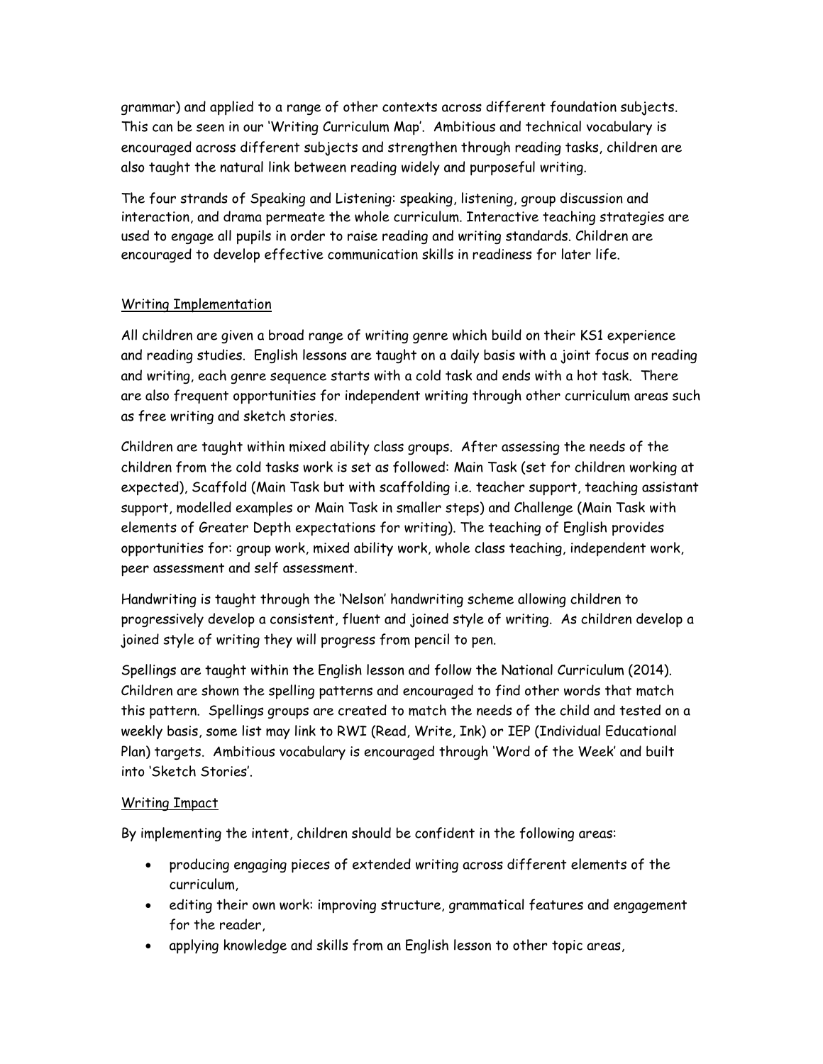grammar) and applied to a range of other contexts across different foundation subjects. This can be seen in our 'Writing Curriculum Map'. Ambitious and technical vocabulary is encouraged across different subjects and strengthen through reading tasks, children are also taught the natural link between reading widely and purposeful writing.

The four strands of Speaking and Listening: speaking, listening, group discussion and interaction, and drama permeate the whole curriculum. Interactive teaching strategies are used to engage all pupils in order to raise reading and writing standards. Children are encouraged to develop effective communication skills in readiness for later life.

## Writing Implementation

All children are given a broad range of writing genre which build on their KS1 experience and reading studies. English lessons are taught on a daily basis with a joint focus on reading and writing, each genre sequence starts with a cold task and ends with a hot task. There are also frequent opportunities for independent writing through other curriculum areas such as free writing and sketch stories.

Children are taught within mixed ability class groups. After assessing the needs of the children from the cold tasks work is set as followed: Main Task (set for children working at expected), Scaffold (Main Task but with scaffolding i.e. teacher support, teaching assistant support, modelled examples or Main Task in smaller steps) and Challenge (Main Task with elements of Greater Depth expectations for writing). The teaching of English provides opportunities for: group work, mixed ability work, whole class teaching, independent work, peer assessment and self assessment.

Handwriting is taught through the 'Nelson' handwriting scheme allowing children to progressively develop a consistent, fluent and joined style of writing. As children develop a joined style of writing they will progress from pencil to pen.

Spellings are taught within the English lesson and follow the National Curriculum (2014). Children are shown the spelling patterns and encouraged to find other words that match this pattern. Spellings groups are created to match the needs of the child and tested on a weekly basis, some list may link to RWI (Read, Write, Ink) or IEP (Individual Educational Plan) targets. Ambitious vocabulary is encouraged through 'Word of the Week' and built into 'Sketch Stories'.

## Writing Impact

By implementing the intent, children should be confident in the following areas:

- producing engaging pieces of extended writing across different elements of the curriculum,
- editing their own work: improving structure, grammatical features and engagement for the reader,
- applying knowledge and skills from an English lesson to other topic areas,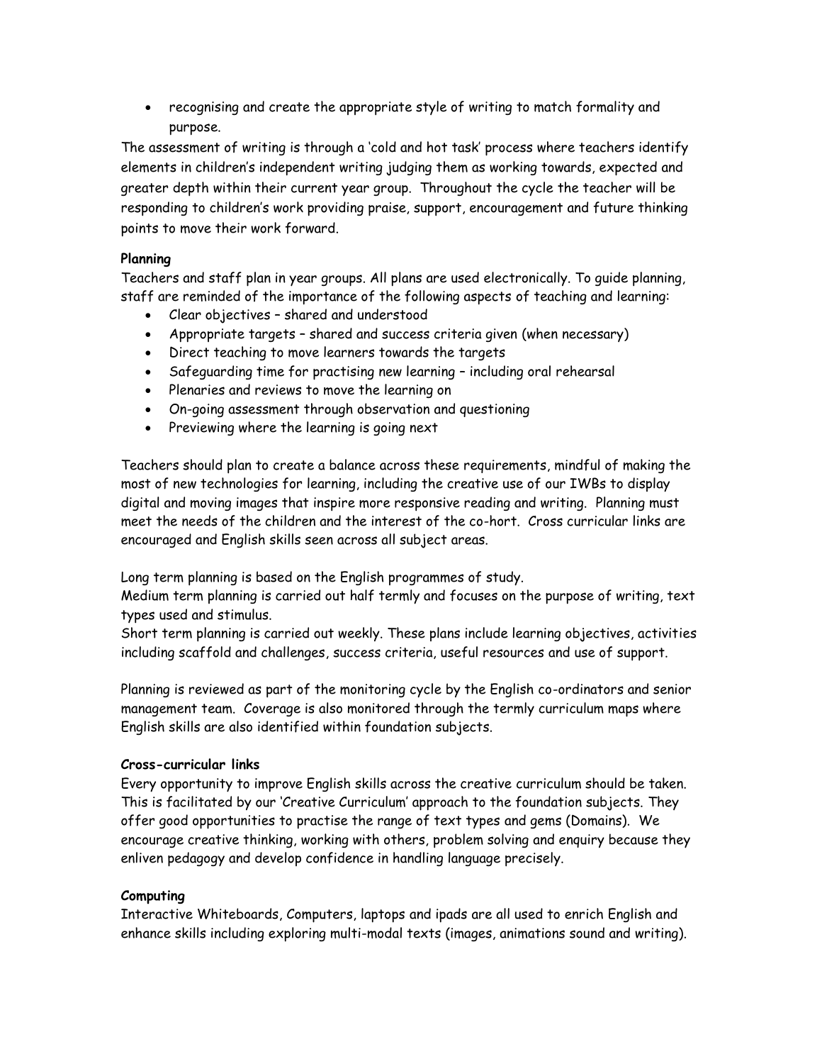- recognising and create the appropriate style of writing to match formality and purpose.

The assessment of writing is through a 'cold and hot task' process where teachers identify elements in children's independent writing judging them as working towards, expected and greater depth within their current year group. Throughout the cycle the teacher will be responding to children's work providing praise, support, encouragement and future thinking points to move their work forward.

**Planning**

Teachers and staff plan in year groups. All plans are used electronically. To guide planning, staff are reminded of the importance of the following aspects of teaching and learning:

- Clear objectives – shared and understood
- Appropriate targets – shared and success criteria given (when necessary)
- Direct teaching to move learners towards the targets
- Safeguarding time for practising new learning – including oral rehearsal
- Plenaries and reviews to move the learning on
- On-going assessment through observation and questioning
- Previewing where the learning is going next

Teachers should plan to create a balance across these requirements, mindful of making the most of new technologies for learning, including the creative use of our IWBs to display digital and moving images that inspire more responsive reading and writing. Planning must meet the needs of the children and the interest of the co-hort. Cross curricular links are encouraged and English skills seen across all subject areas.

Long term planning is based on the English programmes of study.

Medium term planning is carried out half termly and focuses on the purpose of writing, text types used and stimulus.

Short term planning is carried out weekly. These plans include learning objectives, activities including scaffold and challenges, success criteria, useful resources and use of support.

Planning is reviewed as part of the monitoring cycle by the English co-ordinators and senior management team. Coverage is also monitored through the termly curriculum maps where English skills are also identified within foundation subjects.

**Cross-curricular links**

Every opportunity to improve English skills across the creative curriculum should be taken. This is facilitated by our 'Creative Curriculum' approach to the foundation subjects. They offer good opportunities to practise the range of text types and gems (Domains). We encourage creative thinking, working with others, problem solving and enquiry because they enliven pedagogy and develop confidence in handling language precisely.

**Computing**

Interactive Whiteboards, Computers, laptops and ipads are all used to enrich English and enhance skills including exploring multi-modal texts (images, animations sound and writing).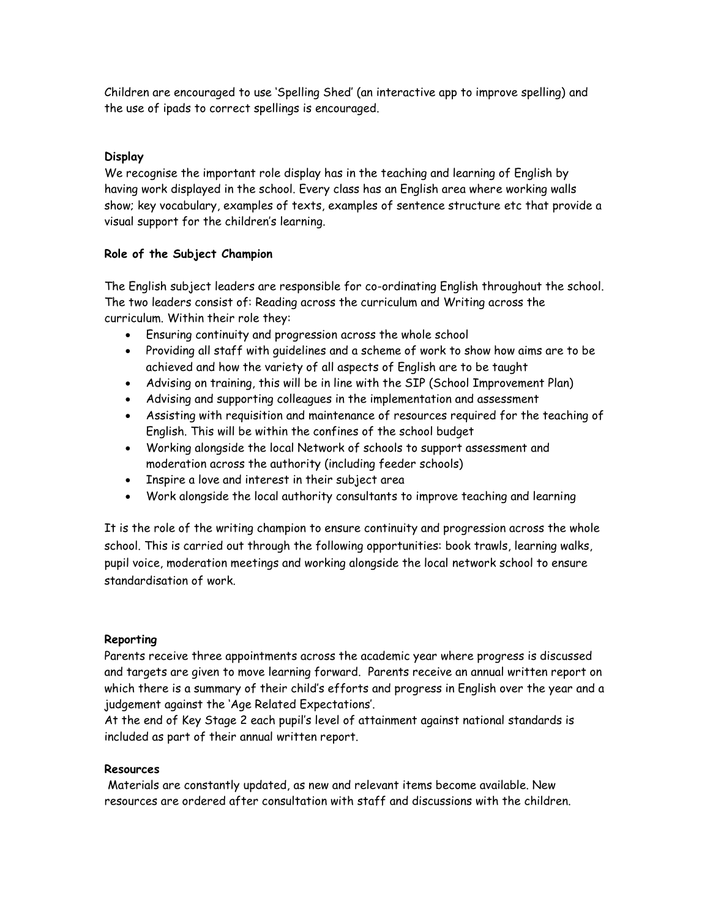Children are encouraged to use 'Spelling Shed' (an interactive app to improve spelling) and the use of ipads to correct spellings is encouraged.

**Display**

We recognise the important role display has in the teaching and learning of English by having work displayed in the school. Every class has an English area where working walls show; key vocabulary, examples of texts, examples of sentence structure etc that provide a visual support for the children's learning.

**Role of the Subject Champion**

The English subject leaders are responsible for co-ordinating English throughout the school. The two leaders consist of: Reading across the curriculum and Writing across the curriculum. Within their role they:

- Ensuring continuity and progression across the whole school
- Providing all staff with guidelines and a scheme of work to show how aims are to be achieved and how the variety of all aspects of English are to be taught
- Advising on training, this will be in line with the SIP (School Improvement Plan)
- Advising and supporting colleagues in the implementation and assessment
- Assisting with requisition and maintenance of resources required for the teaching of English. This will be within the confines of the school budget
- Working alongside the local Network of schools to support assessment and moderation across the authority (including feeder schools)
- Inspire a love and interest in their subject area
- Work alongside the local authority consultants to improve teaching and learning

It is the role of the writing champion to ensure continuity and progression across the whole school. This is carried out through the following opportunities: book trawls, learning walks, pupil voice, moderation meetings and working alongside the local network school to ensure standardisation of work.

**Reporting**

Parents receive three appointments across the academic year where progress is discussed and targets are given to move learning forward. Parents receive an annual written report on which there is a summary of their child's efforts and progress in English over the year and a judgement against the 'Age Related Expectations'.

At the end of Key Stage 2 each pupil's level of attainment against national standards is included as part of their annual written report.

**Resources**

Materials are constantly updated, as new and relevant items become available. New resources are ordered after consultation with staff and discussions with the children.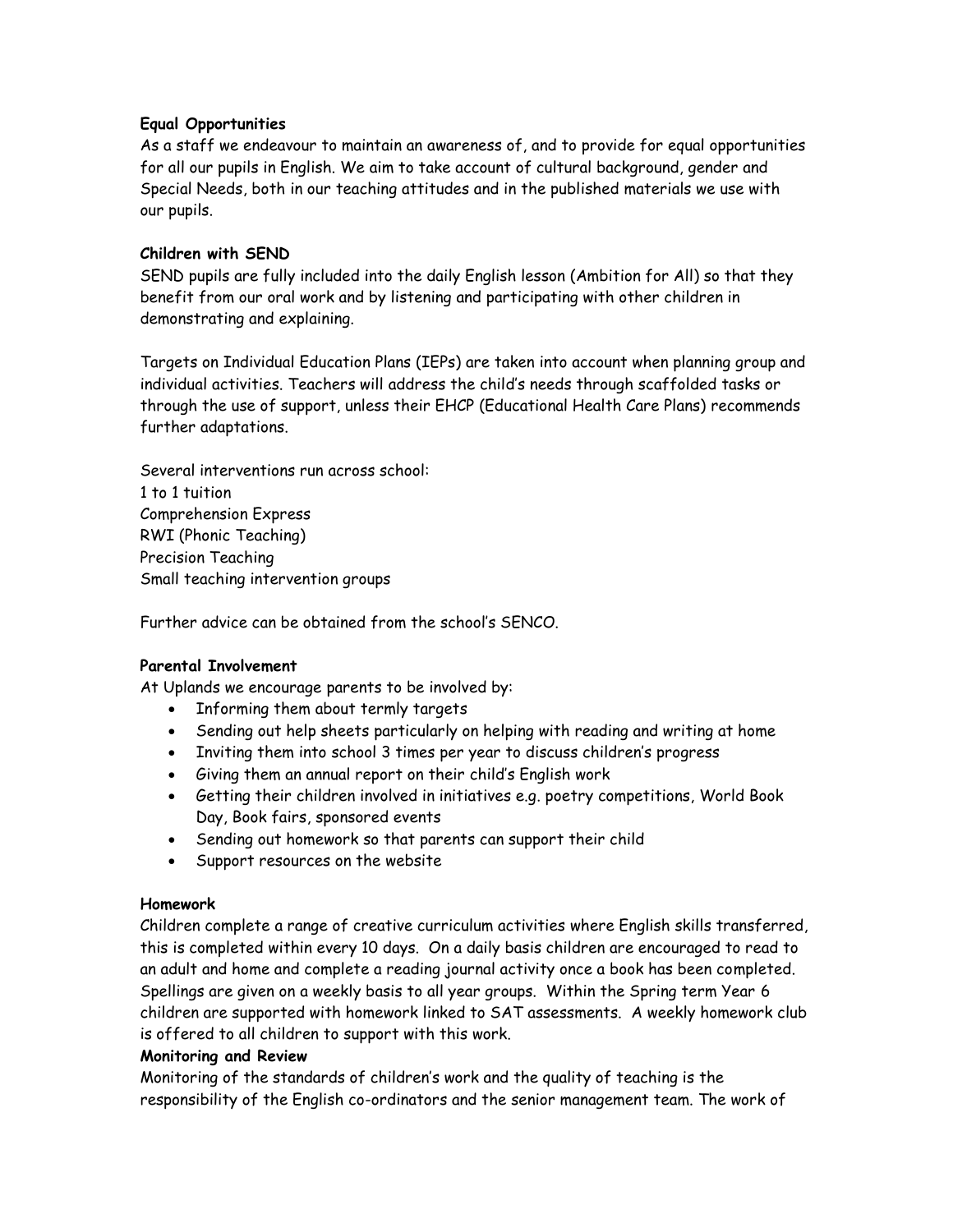**Equal Opportunities**

As a staff we endeavour to maintain an awareness of, and to provide for equal opportunities for all our pupils in English. We aim to take account of cultural background, gender and Special Needs, both in our teaching attitudes and in the published materials we use with our pupils.

**Children with SEND**

SEND pupils are fully included into the daily English lesson (Ambition for All) so that they benefit from our oral work and by listening and participating with other children in demonstrating and explaining.

Targets on Individual Education Plans (IEPs) are taken into account when planning group and individual activities. Teachers will address the child's needs through scaffolded tasks or through the use of support, unless their EHCP (Educational Health Care Plans) recommends further adaptations.

Several interventions run across school:
1 to 1 tuition
Comprehension Express
RWI (Phonic Teaching)
Precision Teaching
Small teaching intervention groups

Further advice can be obtained from the school's SENCO.

**Parental Involvement**

At Uplands we encourage parents to be involved by:

- Informing them about termly targets
- Sending out help sheets particularly on helping with reading and writing at home
- Inviting them into school 3 times per year to discuss children's progress
- Giving them an annual report on their child's English work
- Getting their children involved in initiatives e.g. poetry competitions, World Book Day, Book fairs, sponsored events
- Sending out homework so that parents can support their child
- Support resources on the website

**Homework**

Children complete a range of creative curriculum activities where English skills transferred, this is completed within every 10 days. On a daily basis children are encouraged to read to an adult and home and complete a reading journal activity once a book has been completed. Spellings are given on a weekly basis to all year groups. Within the Spring term Year 6 children are supported with homework linked to SAT assessments. A weekly homework club is offered to all children to support with this work.

**Monitoring and Review**

Monitoring of the standards of children's work and the quality of teaching is the responsibility of the English co-ordinators and the senior management team. The work of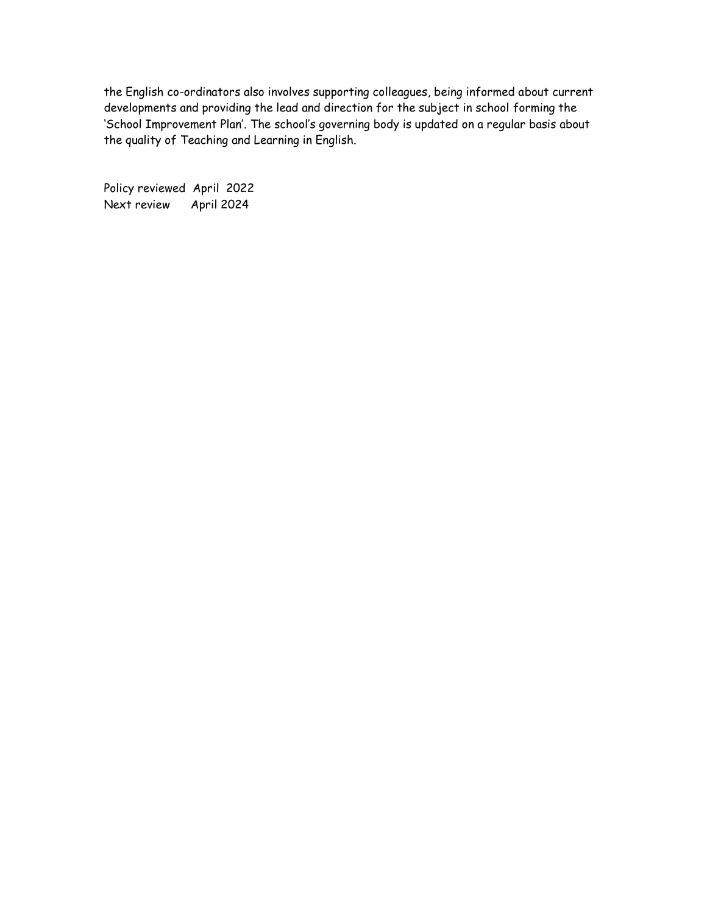the English co-ordinators also involves supporting colleagues, being informed about current developments and providing the lead and direction for the subject in school forming the 'School Improvement Plan'. The school's governing body is updated on a regular basis about the quality of Teaching and Learning in English.

Policy reviewed April 2022
Next review April 2024